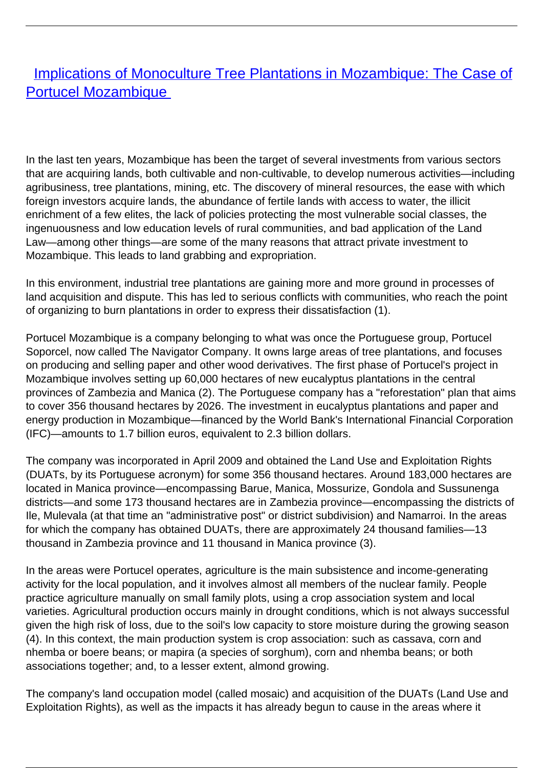# Implications of Monoculture Tree Plantations in Mozambique: The Case of Portucel Mozambique

In the last ten years, Mozambique has been the target of several investments from various sectors that are acquiring lands, both cultivable and non-cultivable, to develop numerous activities—including agribusiness, tree plantations, mining, etc. The discovery of mineral resources, the ease with which foreign investors acquire lands, the abundance of fertile lands with access to water, the illicit enrichment of a few elites, the lack of policies protecting the most vulnerable social classes, the ingenuousness and low education levels of rural communities, and bad application of the Land Law—among other things—are some of the many reasons that attract private investment to Mozambique. This leads to land grabbing and expropriation.

In this environment, industrial tree plantations are gaining more and more ground in processes of land acquisition and dispute. This has led to serious conflicts with communities, who reach the point of organizing to burn plantations in order to express their dissatisfaction (1).

Portucel Mozambique is a company belonging to what was once the Portuguese group, Portucel Soporcel, now called The Navigator Company. It owns large areas of tree plantations, and focuses on producing and selling paper and other wood derivatives. The first phase of Portucel's project in Mozambique involves setting up 60,000 hectares of new eucalyptus plantations in the central provinces of Zambezia and Manica (2). The Portuguese company has a "reforestation" plan that aims to cover 356 thousand hectares by 2026. The investment in eucalyptus plantations and paper and energy production in Mozambique—financed by the World Bank's International Financial Corporation (IFC)—amounts to 1.7 billion euros, equivalent to 2.3 billion dollars.

The company was incorporated in April 2009 and obtained the Land Use and Exploitation Rights (DUATs, by its Portuguese acronym) for some 356 thousand hectares. Around 183,000 hectares are located in Manica province—encompassing Barue, Manica, Mossurize, Gondola and Sussunenga districts—and some 173 thousand hectares are in Zambezia province—encompassing the districts of Ile, Mulevala (at that time an "administrative post" or district subdivision) and Namarroi. In the areas for which the company has obtained DUATs, there are approximately 24 thousand families—13 thousand in Zambezia province and 11 thousand in Manica province (3).

In the areas were Portucel operates, agriculture is the main subsistence and income-generating activity for the local population, and it involves almost all members of the nuclear family. People practice agriculture manually on small family plots, using a crop association system and local varieties. Agricultural production occurs mainly in drought conditions, which is not always successful given the high risk of loss, due to the soil's low capacity to store moisture during the growing season (4). In this context, the main production system is crop association: such as cassava, corn and nhemba or boere beans; or mapira (a species of sorghum), corn and nhemba beans; or both associations together; and, to a lesser extent, almond growing.

The company's land occupation model (called mosaic) and acquisition of the DUATs (Land Use and Exploitation Rights), as well as the impacts it has already begun to cause in the areas where it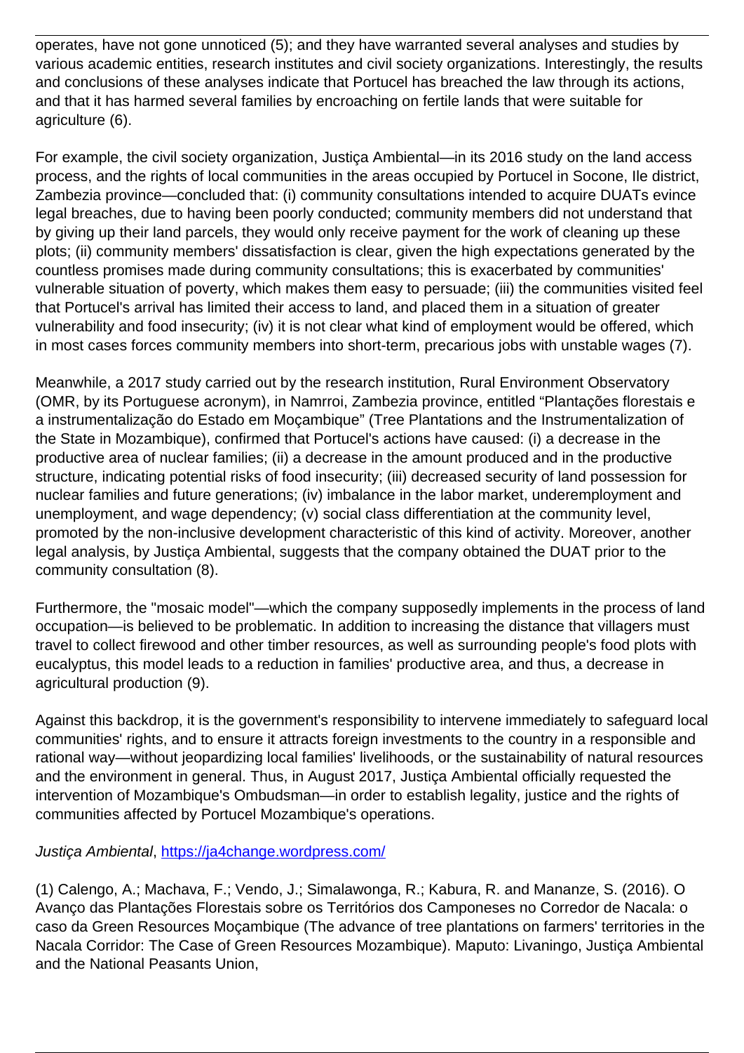operates, have not gone unnoticed (5); and they have warranted several analyses and studies by various academic entities, research institutes and civil society organizations. Interestingly, the results and conclusions of these analyses indicate that Portucel has breached the law through its actions, and that it has harmed several families by encroaching on fertile lands that were suitable for agriculture (6).

For example, the civil society organization, Justiça Ambiental—in its 2016 study on the land access process, and the rights of local communities in the areas occupied by Portucel in Socone, Ile district, Zambezia province—concluded that: (i) community consultations intended to acquire DUATs evince legal breaches, due to having been poorly conducted; community members did not understand that by giving up their land parcels, they would only receive payment for the work of cleaning up these plots; (ii) community members' dissatisfaction is clear, given the high expectations generated by the countless promises made during community consultations; this is exacerbated by communities' vulnerable situation of poverty, which makes them easy to persuade; (iii) the communities visited feel that Portucel's arrival has limited their access to land, and placed them in a situation of greater vulnerability and food insecurity; (iv) it is not clear what kind of employment would be offered, which in most cases forces community members into short-term, precarious jobs with unstable wages (7).

Meanwhile, a 2017 study carried out by the research institution, Rural Environment Observatory (OMR, by its Portuguese acronym), in Namrroi, Zambezia province, entitled "Plantações florestais e a instrumentalização do Estado em Moçambique" (Tree Plantations and the Instrumentalization of the State in Mozambique), confirmed that Portucel's actions have caused: (i) a decrease in the productive area of nuclear families; (ii) a decrease in the amount produced and in the productive structure, indicating potential risks of food insecurity; (iii) decreased security of land possession for nuclear families and future generations; (iv) imbalance in the labor market, underemployment and unemployment, and wage dependency; (v) social class differentiation at the community level, promoted by the non-inclusive development characteristic of this kind of activity. Moreover, another legal analysis, by Justiça Ambiental, suggests that the company obtained the DUAT prior to the community consultation (8).

Furthermore, the "mosaic model"—which the company supposedly implements in the process of land occupation—is believed to be problematic. In addition to increasing the distance that villagers must travel to collect firewood and other timber resources, as well as surrounding people's food plots with eucalyptus, this model leads to a reduction in families' productive area, and thus, a decrease in agricultural production (9).

Against this backdrop, it is the government's responsibility to intervene immediately to safeguard local communities' rights, and to ensure it attracts foreign investments to the country in a responsible and rational way—without jeopardizing local families' livelihoods, or the sustainability of natural resources and the environment in general. Thus, in August 2017, Justiça Ambiental officially requested the intervention of Mozambique's Ombudsman—in order to establish legality, justice and the rights of communities affected by Portucel Mozambique's operations.

*Justiça Ambiental*, https://ja4change.wordpress.com/

(1) Calengo, A.; Machava, F.; Vendo, J.; Simalawonga, R.; Kabura, R. and Mananze, S. (2016). O Avanço das Plantações Florestais sobre os Territórios dos Camponeses no Corredor de Nacala: o caso da Green Resources Moçambique (The advance of tree plantations on farmers' territories in the Nacala Corridor: The Case of Green Resources Mozambique). Maputo: Livaningo, Justiça Ambiental and the National Peasants Union,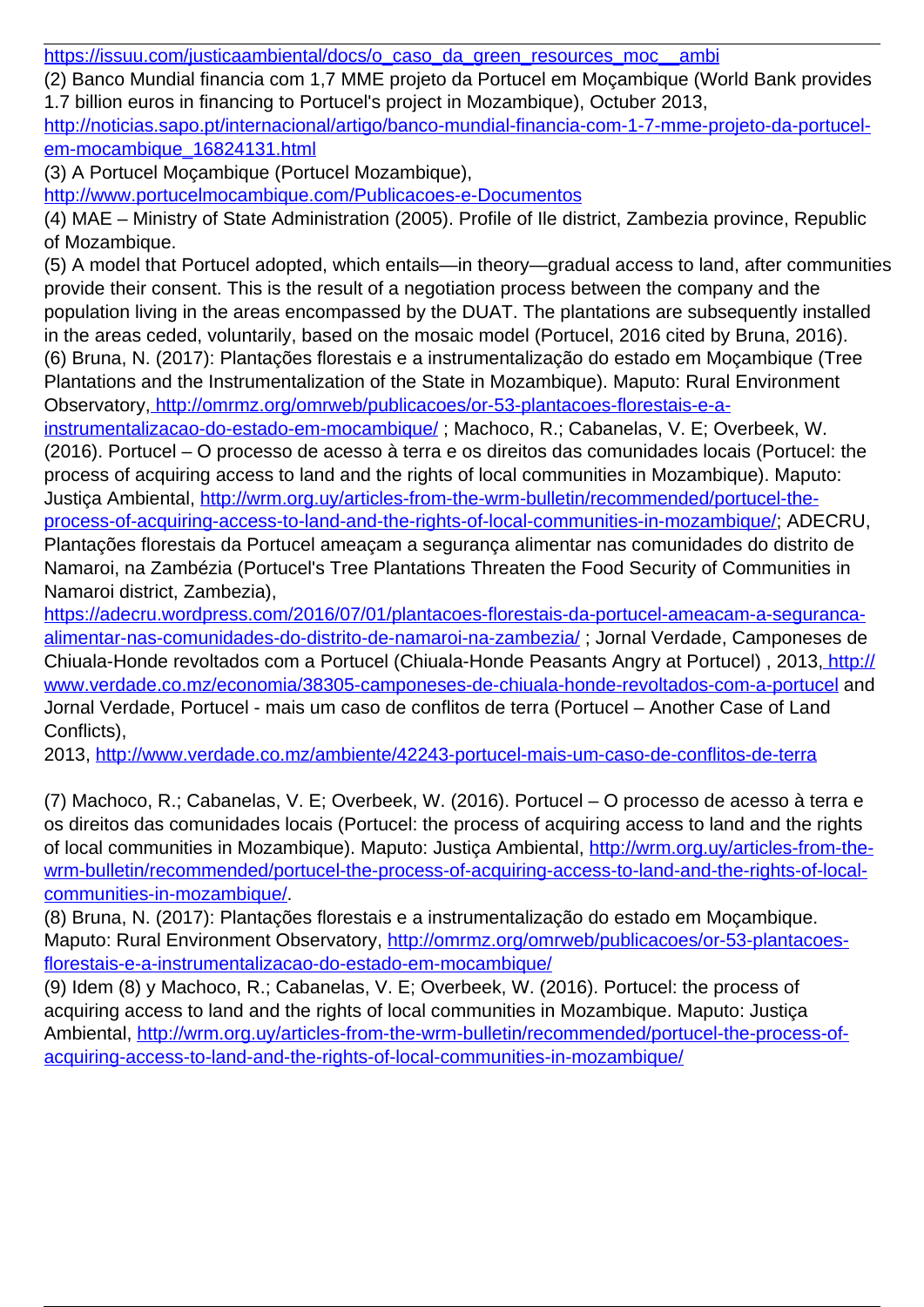https://issuu.com/justicaambiental/docs/o_caso_da_green_resources_moc__ambi

(2) Banco Mundial financia com 1,7 MME projeto da Portucel em Moçambique (World Bank provides 1.7 billion euros in financing to Portucel's project in Mozambique), Octuber 2013, http://noticias.sapo.pt/internacional/artigo/banco-mundial-financia-com-1-7-mme-projeto-da-portucel-em-mocambique_16824131.html

(3) A Portucel Moçambique (Portucel Mozambique), http://www.portucelmocambique.com/Publicacoes-e-Documentos

(4) MAE – Ministry of State Administration (2005). Profile of Ile district, Zambezia province, Republic of Mozambique.

(5) A model that Portucel adopted, which entails—in theory—gradual access to land, after communities provide their consent. This is the result of a negotiation process between the company and the population living in the areas encompassed by the DUAT. The plantations are subsequently installed in the areas ceded, voluntarily, based on the mosaic model (Portucel, 2016 cited by Bruna, 2016).

(6) Bruna, N. (2017): Plantações florestais e a instrumentalização do estado em Moçambique (Tree Plantations and the Instrumentalization of the State in Mozambique). Maputo: Rural Environment Observatory, http://omrmz.org/omrweb/publicacoes/or-53-plantacoes-florestais-e-a-instrumentalizacao-do-estado-em-mocambique/ ; Machoco, R.; Cabanelas, V. E; Overbeek, W. (2016). Portucel – O processo de acesso à terra e os direitos das comunidades locais (Portucel: the process of acquiring access to land and the rights of local communities in Mozambique). Maputo: Justiça Ambiental, http://wrm.org.uy/articles-from-the-wrm-bulletin/recommended/portucel-the-process-of-acquiring-access-to-land-and-the-rights-of-local-communities-in-mozambique/; ADECRU, Plantações florestais da Portucel ameaçam a segurança alimentar nas comunidades do distrito de Namaroi, na Zambézia (Portucel's Tree Plantations Threaten the Food Security of Communities in Namaroi district, Zambezia), https://adecru.wordpress.com/2016/07/01/plantacoes-florestais-da-portucel-ameacam-a-seguranca-alimentar-nas-comunidades-do-distrito-de-namaroi-na-zambezia/ ; Jornal Verdade, Camponeses de Chiuala-Honde revoltados com a Portucel (Chiuala-Honde Peasants Angry at Portucel) , 2013, http://www.verdade.co.mz/economia/38305-camponeses-de-chiuala-honde-revoltados-com-a-portucel and Jornal Verdade, Portucel - mais um caso de conflitos de terra (Portucel – Another Case of Land Conflicts), 2013, http://www.verdade.co.mz/ambiente/42243-portucel-mais-um-caso-de-conflitos-de-terra

(7) Machoco, R.; Cabanelas, V. E; Overbeek, W. (2016). Portucel – O processo de acesso à terra e os direitos das comunidades locais (Portucel: the process of acquiring access to land and the rights of local communities in Mozambique). Maputo: Justiça Ambiental, http://wrm.org.uy/articles-from-the-wrm-bulletin/recommended/portucel-the-process-of-acquiring-access-to-land-and-the-rights-of-local-communities-in-mozambique/.

(8) Bruna, N. (2017): Plantações florestais e a instrumentalização do estado em Moçambique. Maputo: Rural Environment Observatory, http://omrmz.org/omrweb/publicacoes/or-53-plantacoes-florestais-e-a-instrumentalizacao-do-estado-em-mocambique/

(9) Idem (8) y Machoco, R.; Cabanelas, V. E; Overbeek, W. (2016). Portucel: the process of acquiring access to land and the rights of local communities in Mozambique. Maputo: Justiça Ambiental, http://wrm.org.uy/articles-from-the-wrm-bulletin/recommended/portucel-the-process-of-acquiring-access-to-land-and-the-rights-of-local-communities-in-mozambique/